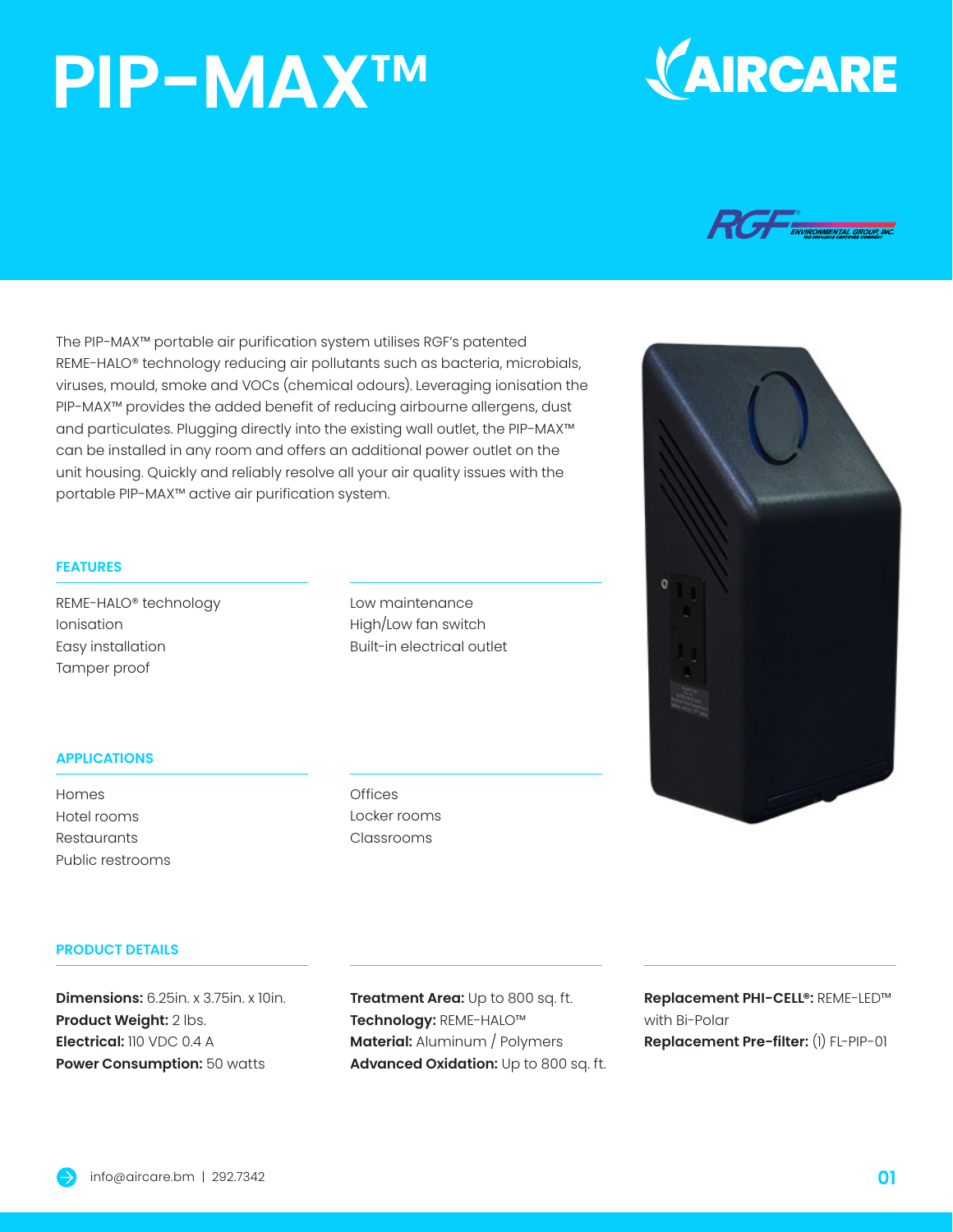# PIP-MAX™

AIRCARE

RGF ENVIRONMENTAL GROUP, INC.

The PIP-MAX™ portable air purification system utilises RGF's patented REME-HALO® technology reducing air pollutants such as bacteria, microbials, viruses, mould, smoke and VOCs (chemical odours). Leveraging ionisation the PIP-MAX™ provides the added benefit of reducing airbourne allergens, dust and particulates. Plugging directly into the existing wall outlet, the PIP-MAX™ can be installed in any room and offers an additional power outlet on the unit housing. Quickly and reliably resolve all your air quality issues with the portable PIP-MAX™ active air purification system.

## FEATURES

- REME-HALO® technology
- Ionisation
- Easy installation
- Tamper proof
- Low maintenance
- High/Low fan switch
- Built-in electrical outlet

## APPLICATIONS

- Homes
- Hotel rooms
- Restaurants
- Public restrooms
- Offices
- Locker rooms
- Classrooms

## PRODUCT DETAILS

**Dimensions:** 6.25in. x 3.75in. x 10in.
**Product Weight:** 2 lbs.
**Electrical:** 110 VDC 0.4 A
**Power Consumption:** 50 watts

**Treatment Area:** Up to 800 sq. ft.
**Technology:** REME-HALO™
**Material:** Aluminum / Polymers
**Advanced Oxidation:** Up to 800 sq. ft.

**Replacement PHI-CELL®:** REME-LED™ with Bi-Polar
**Replacement Pre-filter:** (1) FL-PIP-01

info@aircare.bm | 292.7342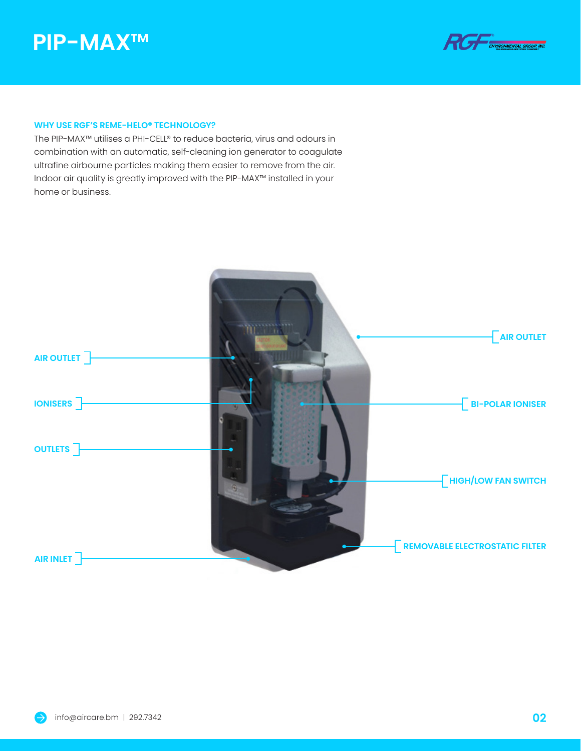# PIP-MAX™

RGF ENVIRONMENTAL GROUP, INC.

### WHY USE RGF'S REME-HELO® TECHNOLOGY?

The PIP-MAX™ utilises a PHI-CELL® to reduce bacteria, virus and odours in combination with an automatic, self-cleaning ion generator to coagulate ultrafine airbourne particles making them easier to remove from the air. Indoor air quality is greatly improved with the PIP-MAX™ installed in your home or business.

AIR OUTLET

IONISERS

OUTLETS

AIR INLET

AIR OUTLET

BI-POLAR IONISER

HIGH/LOW FAN SWITCH

REMOVABLE ELECTROSTATIC FILTER

info@aircare.bm | 292.7342